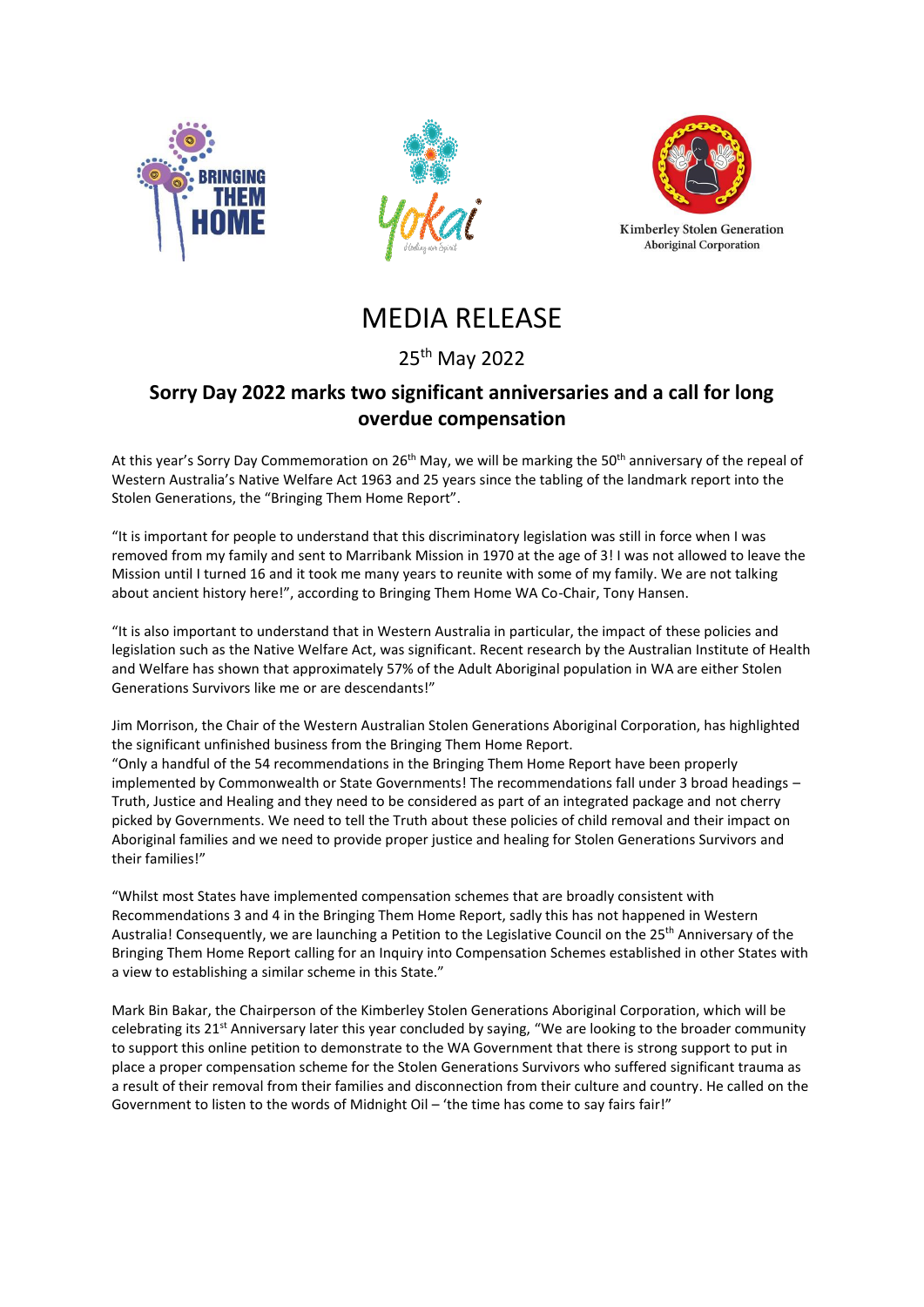Bringing Them Home | Yokai | Kimberley Stolen Generation Aboriginal Corporation

# MEDIA RELEASE

25th May 2022

## Sorry Day 2022 marks two significant anniversaries and a call for long overdue compensation

At this year's Sorry Day Commemoration on 26th May, we will be marking the 50th anniversary of the repeal of Western Australia's Native Welfare Act 1963 and 25 years since the tabling of the landmark report into the Stolen Generations, the "Bringing Them Home Report".

"It is important for people to understand that this discriminatory legislation was still in force when I was removed from my family and sent to Marribank Mission in 1970 at the age of 3! I was not allowed to leave the Mission until I turned 16 and it took me many years to reunite with some of my family. We are not talking about ancient history here!", according to Bringing Them Home WA Co-Chair, Tony Hansen.

"It is also important to understand that in Western Australia in particular, the impact of these policies and legislation such as the Native Welfare Act, was significant. Recent research by the Australian Institute of Health and Welfare has shown that approximately 57% of the Adult Aboriginal population in WA are either Stolen Generations Survivors like me or are descendants!"

Jim Morrison, the Chair of the Western Australian Stolen Generations Aboriginal Corporation, has highlighted the significant unfinished business from the Bringing Them Home Report.
"Only a handful of the 54 recommendations in the Bringing Them Home Report have been properly implemented by Commonwealth or State Governments! The recommendations fall under 3 broad headings – Truth, Justice and Healing and they need to be considered as part of an integrated package and not cherry picked by Governments. We need to tell the Truth about these policies of child removal and their impact on Aboriginal families and we need to provide proper justice and healing for Stolen Generations Survivors and their families!"

"Whilst most States have implemented compensation schemes that are broadly consistent with Recommendations 3 and 4 in the Bringing Them Home Report, sadly this has not happened in Western Australia! Consequently, we are launching a Petition to the Legislative Council on the 25th Anniversary of the Bringing Them Home Report calling for an Inquiry into Compensation Schemes established in other States with a view to establishing a similar scheme in this State."

Mark Bin Bakar, the Chairperson of the Kimberley Stolen Generations Aboriginal Corporation, which will be celebrating its 21st Anniversary later this year concluded by saying, "We are looking to the broader community to support this online petition to demonstrate to the WA Government that there is strong support to put in place a proper compensation scheme for the Stolen Generations Survivors who suffered significant trauma as a result of their removal from their families and disconnection from their culture and country. He called on the Government to listen to the words of Midnight Oil – 'the time has come to say fairs fair!"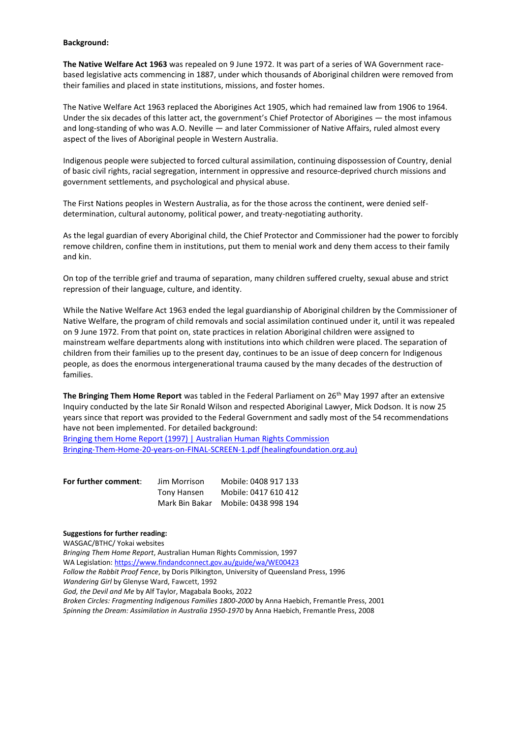**Background:**

**The Native Welfare Act 1963** was repealed on 9 June 1972. It was part of a series of WA Government race-based legislative acts commencing in 1887, under which thousands of Aboriginal children were removed from their families and placed in state institutions, missions, and foster homes.

The Native Welfare Act 1963 replaced the Aborigines Act 1905, which had remained law from 1906 to 1964. Under the six decades of this latter act, the government's Chief Protector of Aborigines — the most infamous and long-standing of who was A.O. Neville — and later Commissioner of Native Affairs, ruled almost every aspect of the lives of Aboriginal people in Western Australia.

Indigenous people were subjected to forced cultural assimilation, continuing dispossession of Country, denial of basic civil rights, racial segregation, internment in oppressive and resource-deprived church missions and government settlements, and psychological and physical abuse.

The First Nations peoples in Western Australia, as for the those across the continent, were denied self-determination, cultural autonomy, political power, and treaty-negotiating authority.

As the legal guardian of every Aboriginal child, the Chief Protector and Commissioner had the power to forcibly remove children, confine them in institutions, put them to menial work and deny them access to their family and kin.

On top of the terrible grief and trauma of separation, many children suffered cruelty, sexual abuse and strict repression of their language, culture, and identity.

While the Native Welfare Act 1963 ended the legal guardianship of Aboriginal children by the Commissioner of Native Welfare, the program of child removals and social assimilation continued under it, until it was repealed on 9 June 1972. From that point on, state practices in relation Aboriginal children were assigned to mainstream welfare departments along with institutions into which children were placed. The separation of children from their families up to the present day, continues to be an issue of deep concern for Indigenous people, as does the enormous intergenerational trauma caused by the many decades of the destruction of families.

**The Bringing Them Home Report** was tabled in the Federal Parliament on 26th May 1997 after an extensive Inquiry conducted by the late Sir Ronald Wilson and respected Aboriginal Lawyer, Mick Dodson. It is now 25 years since that report was provided to the Federal Government and sadly most of the 54 recommendations have not been implemented. For detailed background:
[Bringing them Home Report (1997) | Australian Human Rights Commission](#)
[Bringing-Them-Home-20-years-on-FINAL-SCREEN-1.pdf (healingfoundation.org.au)](#)

| | | |
|---|---|---|
| **For further comment**: | Jim Morrison | Mobile: 0408 917 133 |
| | Tony Hansen | Mobile: 0417 610 412 |
| | Mark Bin Bakar | Mobile: 0438 998 194 |

**Suggestions for further reading:**

WASGAC/BTHC/ Yokai websites
*Bringing Them Home Report*, Australian Human Rights Commission, 1997
WA Legislation: https://www.findandconnect.gov.au/guide/wa/WE00423
*Follow the Rabbit Proof Fence*, by Doris Pilkington, University of Queensland Press, 1996
*Wandering Girl* by Glenyse Ward, Fawcett, 1992
*God, the Devil and Me* by Alf Taylor, Magabala Books, 2022
*Broken Circles: Fragmenting Indigenous Families 1800-2000* by Anna Haebich, Fremantle Press, 2001
*Spinning the Dream: Assimilation in Australia 1950-1970* by Anna Haebich, Fremantle Press, 2008